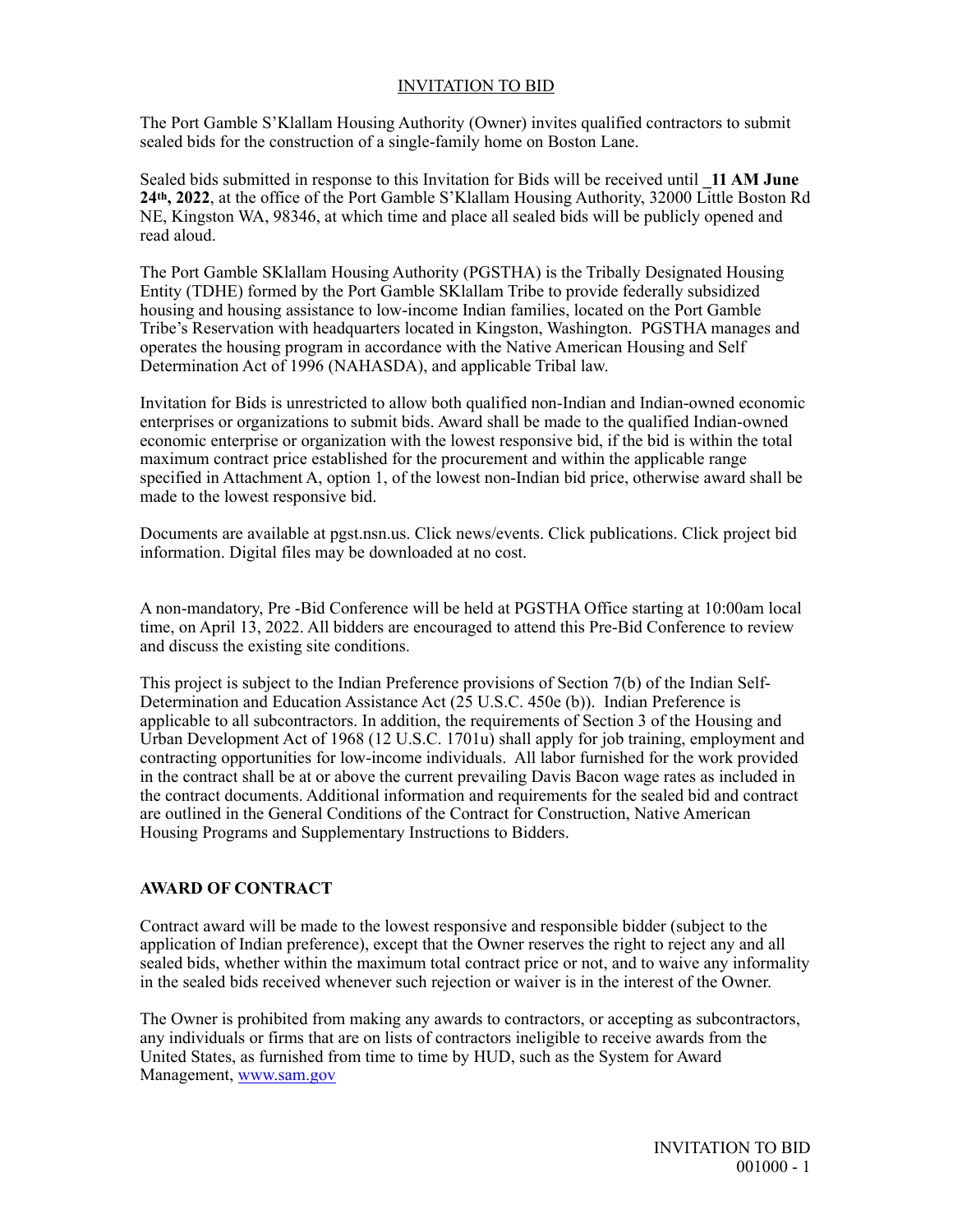# INVITATION TO BID

The Port Gamble S'Klallam Housing Authority (Owner) invites qualified contractors to submit sealed bids for the construction of a single-family home on Boston Lane.

Sealed bids submitted in response to this Invitation for Bids will be received until _**11 AM June 24th, 2022**, at the office of the Port Gamble S'Klallam Housing Authority, 32000 Little Boston Rd NE, Kingston WA, 98346, at which time and place all sealed bids will be publicly opened and read aloud.

The Port Gamble SKlallam Housing Authority (PGSTHA) is the Tribally Designated Housing Entity (TDHE) formed by the Port Gamble SKlallam Tribe to provide federally subsidized housing and housing assistance to low-income Indian families, located on the Port Gamble Tribe's Reservation with headquarters located in Kingston, Washington. PGSTHA manages and operates the housing program in accordance with the Native American Housing and Self Determination Act of 1996 (NAHASDA), and applicable Tribal law.

Invitation for Bids is unrestricted to allow both qualified non-Indian and Indian-owned economic enterprises or organizations to submit bids. Award shall be made to the qualified Indian-owned economic enterprise or organization with the lowest responsive bid, if the bid is within the total maximum contract price established for the procurement and within the applicable range specified in Attachment A, option 1, of the lowest non-Indian bid price, otherwise award shall be made to the lowest responsive bid.

Documents are available at pgst.nsn.us. Click news/events. Click publications. Click project bid information. Digital files may be downloaded at no cost.

A non-mandatory, Pre -Bid Conference will be held at PGSTHA Office starting at 10:00am local time, on April 13, 2022. All bidders are encouraged to attend this Pre-Bid Conference to review and discuss the existing site conditions.

This project is subject to the Indian Preference provisions of Section 7(b) of the Indian Self-Determination and Education Assistance Act (25 U.S.C. 450e (b)). Indian Preference is applicable to all subcontractors. In addition, the requirements of Section 3 of the Housing and Urban Development Act of 1968 (12 U.S.C. 1701u) shall apply for job training, employment and contracting opportunities for low-income individuals. All labor furnished for the work provided in the contract shall be at or above the current prevailing Davis Bacon wage rates as included in the contract documents. Additional information and requirements for the sealed bid and contract are outlined in the General Conditions of the Contract for Construction, Native American Housing Programs and Supplementary Instructions to Bidders.

## AWARD OF CONTRACT

Contract award will be made to the lowest responsive and responsible bidder (subject to the application of Indian preference), except that the Owner reserves the right to reject any and all sealed bids, whether within the maximum total contract price or not, and to waive any informality in the sealed bids received whenever such rejection or waiver is in the interest of the Owner.

The Owner is prohibited from making any awards to contractors, or accepting as subcontractors, any individuals or firms that are on lists of contractors ineligible to receive awards from the United States, as furnished from time to time by HUD, such as the System for Award Management, www.sam.gov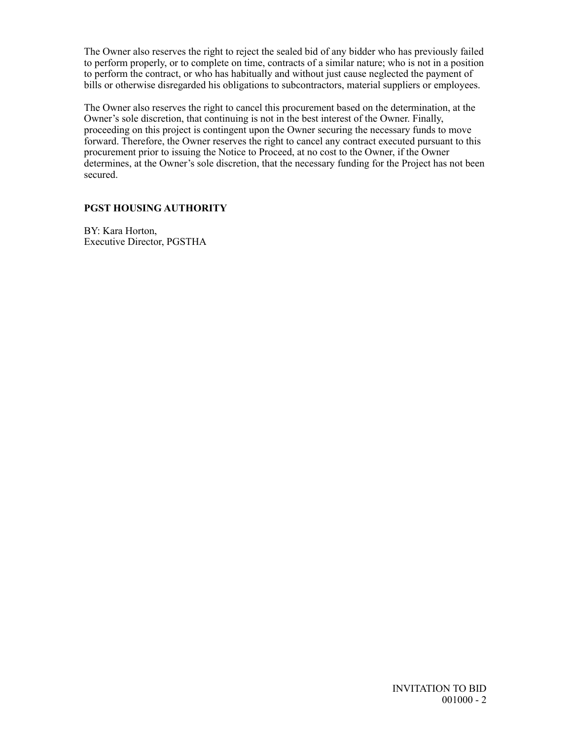The Owner also reserves the right to reject the sealed bid of any bidder who has previously failed to perform properly, or to complete on time, contracts of a similar nature; who is not in a position to perform the contract, or who has habitually and without just cause neglected the payment of bills or otherwise disregarded his obligations to subcontractors, material suppliers or employees.

The Owner also reserves the right to cancel this procurement based on the determination, at the Owner's sole discretion, that continuing is not in the best interest of the Owner. Finally, proceeding on this project is contingent upon the Owner securing the necessary funds to move forward. Therefore, the Owner reserves the right to cancel any contract executed pursuant to this procurement prior to issuing the Notice to Proceed, at no cost to the Owner, if the Owner determines, at the Owner's sole discretion, that the necessary funding for the Project has not been secured.

**PGST HOUSING AUTHORITY**

BY: Kara Horton,
Executive Director, PGSTHA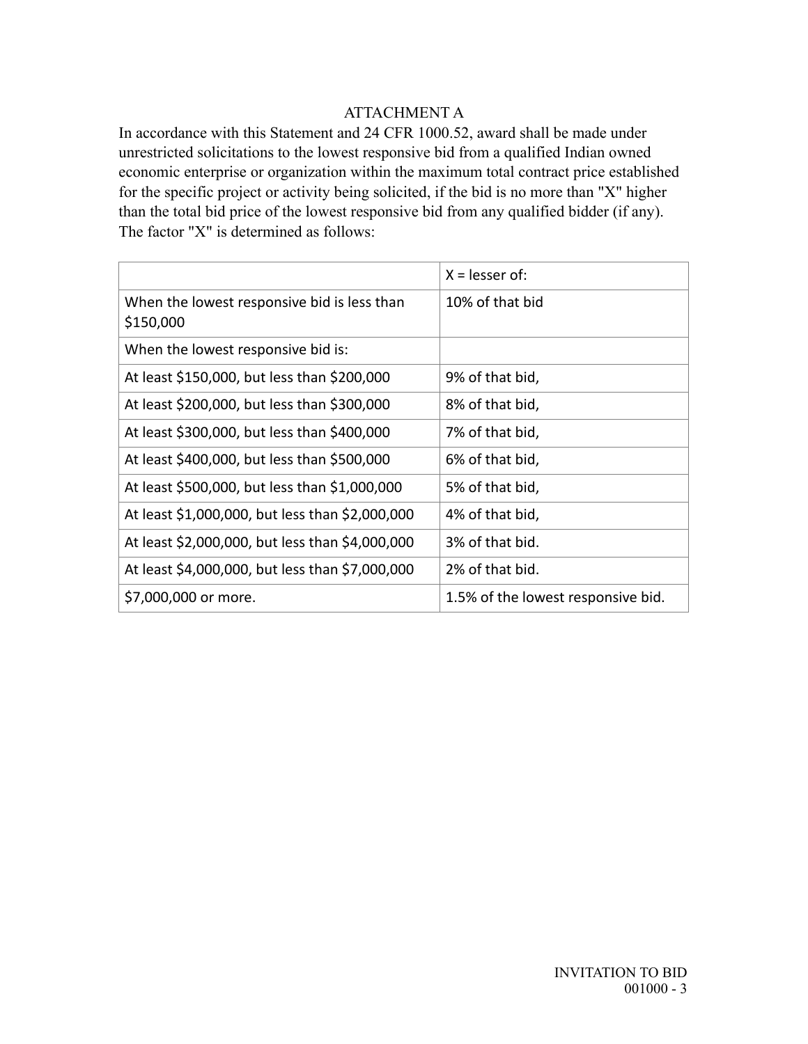# ATTACHMENT A

In accordance with this Statement and 24 CFR 1000.52, award shall be made under unrestricted solicitations to the lowest responsive bid from a qualified Indian owned economic enterprise or organization within the maximum total contract price established for the specific project or activity being solicited, if the bid is no more than "X" higher than the total bid price of the lowest responsive bid from any qualified bidder (if any). The factor "X" is determined as follows:

| | X = lesser of: |
|---|---|
| When the lowest responsive bid is less than $150,000 | 10% of that bid |
| When the lowest responsive bid is: | |
| At least $150,000, but less than $200,000 | 9% of that bid, |
| At least $200,000, but less than $300,000 | 8% of that bid, |
| At least $300,000, but less than $400,000 | 7% of that bid, |
| At least $400,000, but less than $500,000 | 6% of that bid, |
| At least $500,000, but less than $1,000,000 | 5% of that bid, |
| At least $1,000,000, but less than $2,000,000 | 4% of that bid, |
| At least $2,000,000, but less than $4,000,000 | 3% of that bid. |
| At least $4,000,000, but less than $7,000,000 | 2% of that bid. |
| $7,000,000 or more. | 1.5% of the lowest responsive bid. |